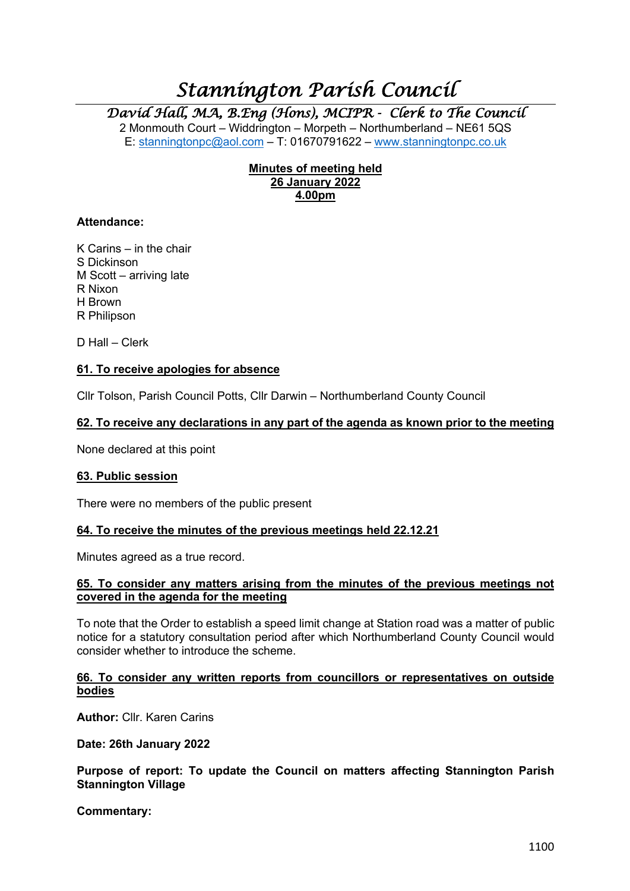# Stannington Parish Council

## David Hall, MA, B.Eng (Hons), MCIPR - Clerk to The Council

2 Monmouth Court – Widdrington – Morpeth – Northumberland – NE61 5QS
E: stanningtonpc@aol.com – T: 01670791622 – www.stanningtonpc.co.uk

**Minutes of meeting held**
**26 January 2022**
**4.00pm**

**Attendance:**

K Carins – in the chair
S Dickinson
M Scott – arriving late
R Nixon
H Brown
R Philipson

D Hall – Clerk

### 61. To receive apologies for absence

Cllr Tolson, Parish Council Potts, Cllr Darwin – Northumberland County Council

### 62. To receive any declarations in any part of the agenda as known prior to the meeting

None declared at this point

### 63. Public session

There were no members of the public present

### 64. To receive the minutes of the previous meetings held 22.12.21

Minutes agreed as a true record.

### 65. To consider any matters arising from the minutes of the previous meetings not covered in the agenda for the meeting

To note that the Order to establish a speed limit change at Station road was a matter of public notice for a statutory consultation period after which Northumberland County Council would consider whether to introduce the scheme.

### 66. To consider any written reports from councillors or representatives on outside bodies

**Author:** Cllr. Karen Carins

**Date: 26th January 2022**

**Purpose of report: To update the Council on matters affecting Stannington Parish Stannington Village**

**Commentary:**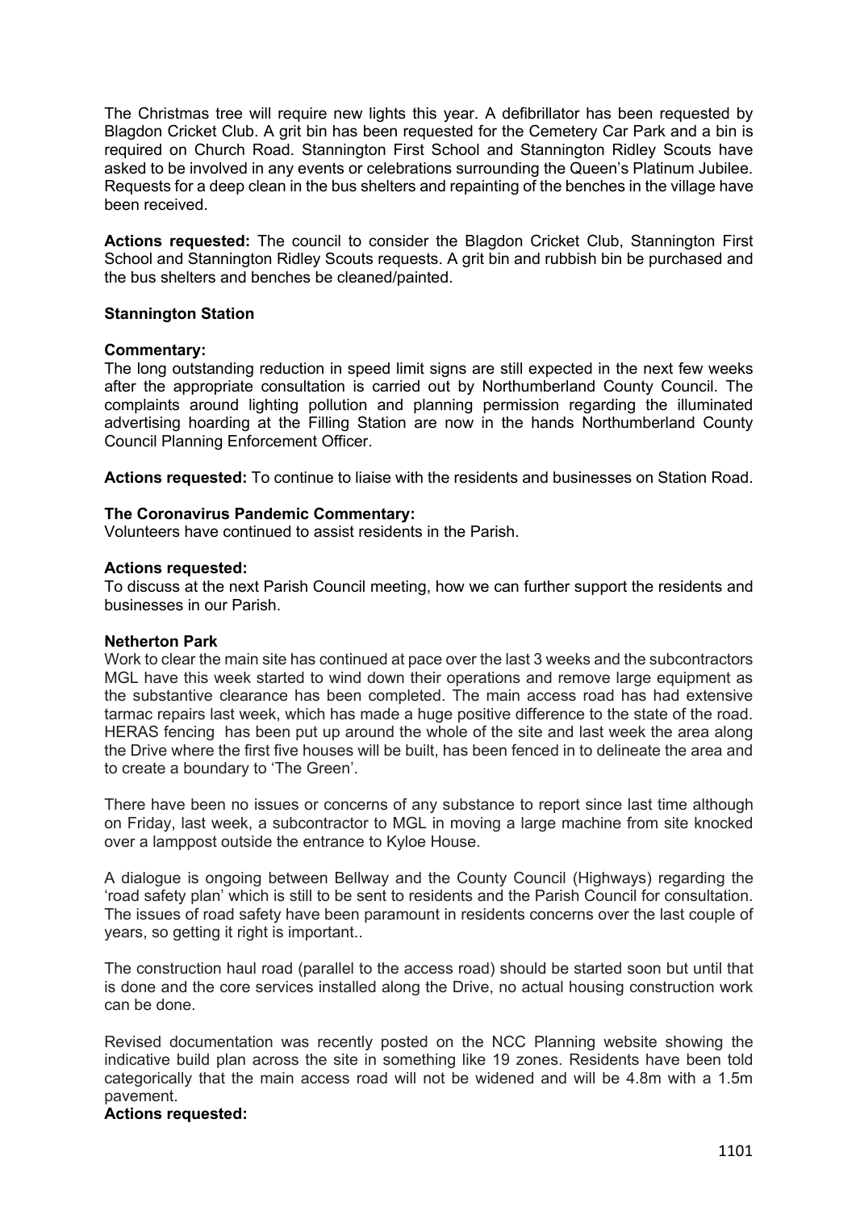The Christmas tree will require new lights this year. A defibrillator has been requested by Blagdon Cricket Club. A grit bin has been requested for the Cemetery Car Park and a bin is required on Church Road. Stannington First School and Stannington Ridley Scouts have asked to be involved in any events or celebrations surrounding the Queen's Platinum Jubilee. Requests for a deep clean in the bus shelters and repainting of the benches in the village have been received.

**Actions requested:** The council to consider the Blagdon Cricket Club, Stannington First School and Stannington Ridley Scouts requests. A grit bin and rubbish bin be purchased and the bus shelters and benches be cleaned/painted.

**Stannington Station**

**Commentary:**
The long outstanding reduction in speed limit signs are still expected in the next few weeks after the appropriate consultation is carried out by Northumberland County Council. The complaints around lighting pollution and planning permission regarding the illuminated advertising hoarding at the Filling Station are now in the hands Northumberland County Council Planning Enforcement Officer.

**Actions requested:** To continue to liaise with the residents and businesses on Station Road.

**The Coronavirus Pandemic Commentary:**
Volunteers have continued to assist residents in the Parish.

**Actions requested:**
To discuss at the next Parish Council meeting, how we can further support the residents and businesses in our Parish.

**Netherton Park**
Work to clear the main site has continued at pace over the last 3 weeks and the subcontractors MGL have this week started to wind down their operations and remove large equipment as the substantive clearance has been completed. The main access road has had extensive tarmac repairs last week, which has made a huge positive difference to the state of the road. HERAS fencing has been put up around the whole of the site and last week the area along the Drive where the first five houses will be built, has been fenced in to delineate the area and to create a boundary to 'The Green'.

There have been no issues or concerns of any substance to report since last time although on Friday, last week, a subcontractor to MGL in moving a large machine from site knocked over a lamppost outside the entrance to Kyloe House.

A dialogue is ongoing between Bellway and the County Council (Highways) regarding the 'road safety plan' which is still to be sent to residents and the Parish Council for consultation. The issues of road safety have been paramount in residents concerns over the last couple of years, so getting it right is important..

The construction haul road (parallel to the access road) should be started soon but until that is done and the core services installed along the Drive, no actual housing construction work can be done.

Revised documentation was recently posted on the NCC Planning website showing the indicative build plan across the site in something like 19 zones. Residents have been told categorically that the main access road will not be widened and will be 4.8m with a 1.5m pavement.

**Actions requested:**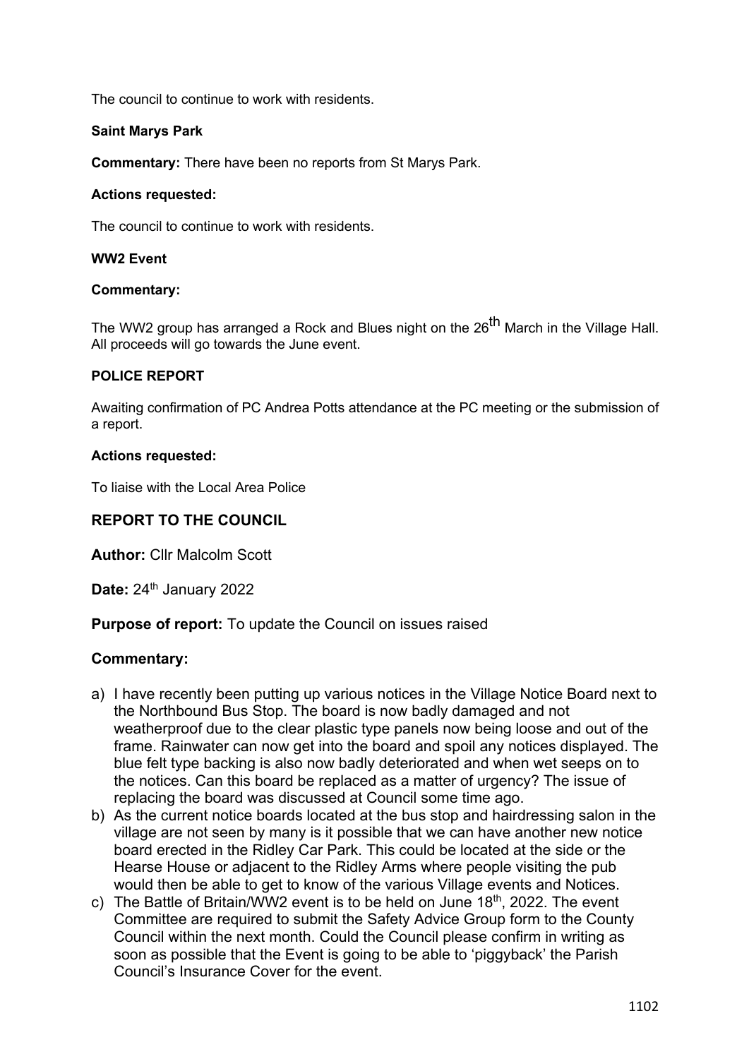The council to continue to work with residents.

**Saint Marys Park**

**Commentary:** There have been no reports from St Marys Park.

**Actions requested:**

The council to continue to work with residents.

**WW2 Event**

**Commentary:**

The WW2 group has arranged a Rock and Blues night on the 26th March in the Village Hall. All proceeds will go towards the June event.

**POLICE REPORT**

Awaiting confirmation of PC Andrea Potts attendance at the PC meeting or the submission of a report.

**Actions requested:**

To liaise with the Local Area Police

## REPORT TO THE COUNCIL

**Author:** Cllr Malcolm Scott

**Date:** 24th January 2022

**Purpose of report:** To update the Council on issues raised

**Commentary:**

a) I have recently been putting up various notices in the Village Notice Board next to the Northbound Bus Stop. The board is now badly damaged and not weatherproof due to the clear plastic type panels now being loose and out of the frame. Rainwater can now get into the board and spoil any notices displayed. The blue felt type backing is also now badly deteriorated and when wet seeps on to the notices. Can this board be replaced as a matter of urgency? The issue of replacing the board was discussed at Council some time ago.
b) As the current notice boards located at the bus stop and hairdressing salon in the village are not seen by many is it possible that we can have another new notice board erected in the Ridley Car Park. This could be located at the side or the Hearse House or adjacent to the Ridley Arms where people visiting the pub would then be able to get to know of the various Village events and Notices.
c) The Battle of Britain/WW2 event is to be held on June 18th, 2022. The event Committee are required to submit the Safety Advice Group form to the County Council within the next month. Could the Council please confirm in writing as soon as possible that the Event is going to be able to 'piggyback' the Parish Council's Insurance Cover for the event.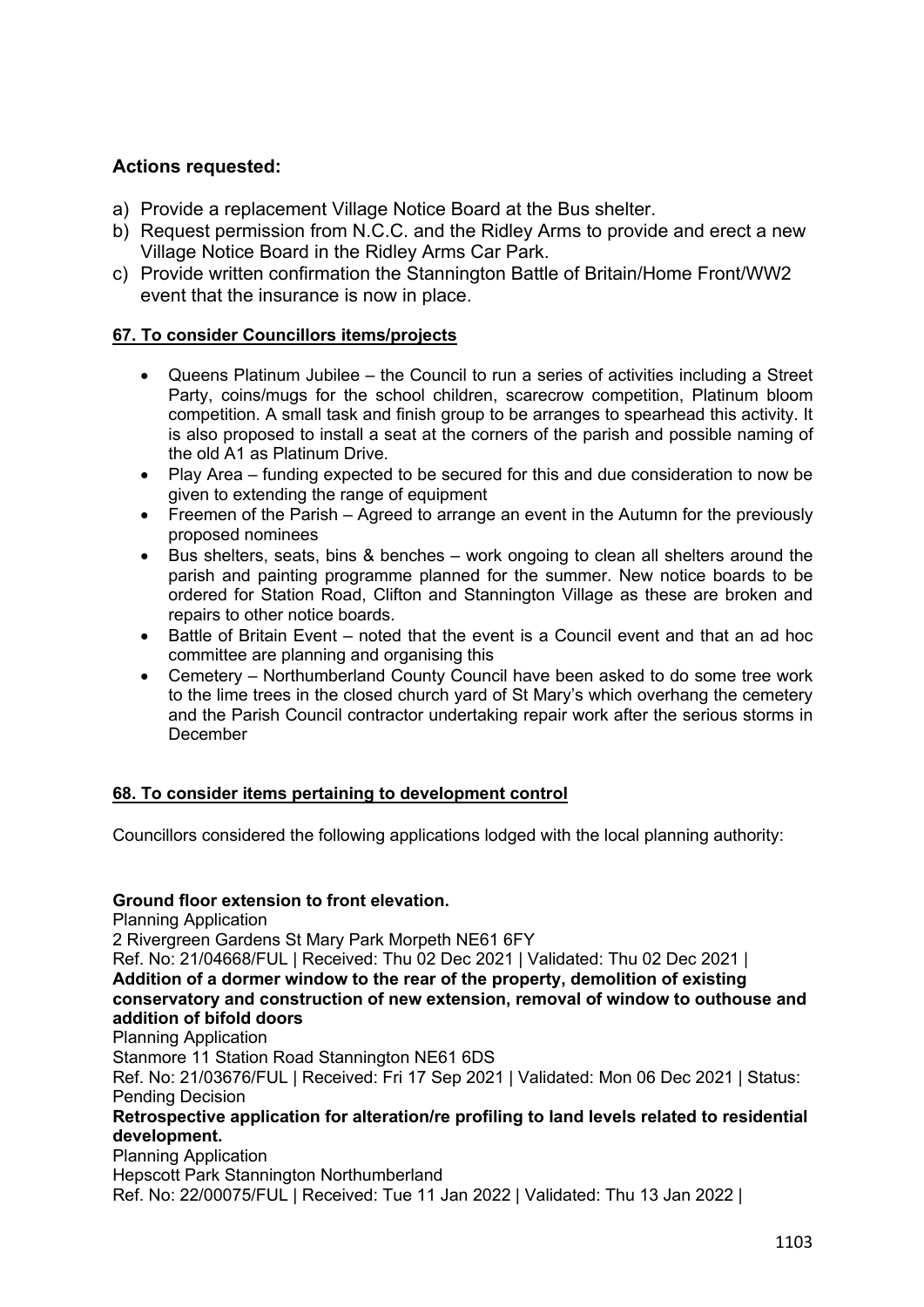### Actions requested:

a) Provide a replacement Village Notice Board at the Bus shelter.
b) Request permission from N.C.C. and the Ridley Arms to provide and erect a new Village Notice Board in the Ridley Arms Car Park.
c) Provide written confirmation the Stannington Battle of Britain/Home Front/WW2 event that the insurance is now in place.

**67. To consider Councillors items/projects**

- Queens Platinum Jubilee – the Council to run a series of activities including a Street Party, coins/mugs for the school children, scarecrow competition, Platinum bloom competition. A small task and finish group to be arranges to spearhead this activity. It is also proposed to install a seat at the corners of the parish and possible naming of the old A1 as Platinum Drive.
- Play Area – funding expected to be secured for this and due consideration to now be given to extending the range of equipment
- Freemen of the Parish – Agreed to arrange an event in the Autumn for the previously proposed nominees
- Bus shelters, seats, bins & benches – work ongoing to clean all shelters around the parish and painting programme planned for the summer. New notice boards to be ordered for Station Road, Clifton and Stannington Village as these are broken and repairs to other notice boards.
- Battle of Britain Event – noted that the event is a Council event and that an ad hoc committee are planning and organising this
- Cemetery – Northumberland County Council have been asked to do some tree work to the lime trees in the closed church yard of St Mary's which overhang the cemetery and the Parish Council contractor undertaking repair work after the serious storms in December

**68. To consider items pertaining to development control**

Councillors considered the following applications lodged with the local planning authority:

**Ground floor extension to front elevation.**
Planning Application
2 Rivergreen Gardens St Mary Park Morpeth NE61 6FY
Ref. No: 21/04668/FUL | Received: Thu 02 Dec 2021 | Validated: Thu 02 Dec 2021 |
**Addition of a dormer window to the rear of the property, demolition of existing conservatory and construction of new extension, removal of window to outhouse and addition of bifold doors**
Planning Application
Stanmore 11 Station Road Stannington NE61 6DS
Ref. No: 21/03676/FUL | Received: Fri 17 Sep 2021 | Validated: Mon 06 Dec 2021 | Status: Pending Decision
**Retrospective application for alteration/re profiling to land levels related to residential development.**
Planning Application
Hepscott Park Stannington Northumberland
Ref. No: 22/00075/FUL | Received: Tue 11 Jan 2022 | Validated: Thu 13 Jan 2022 |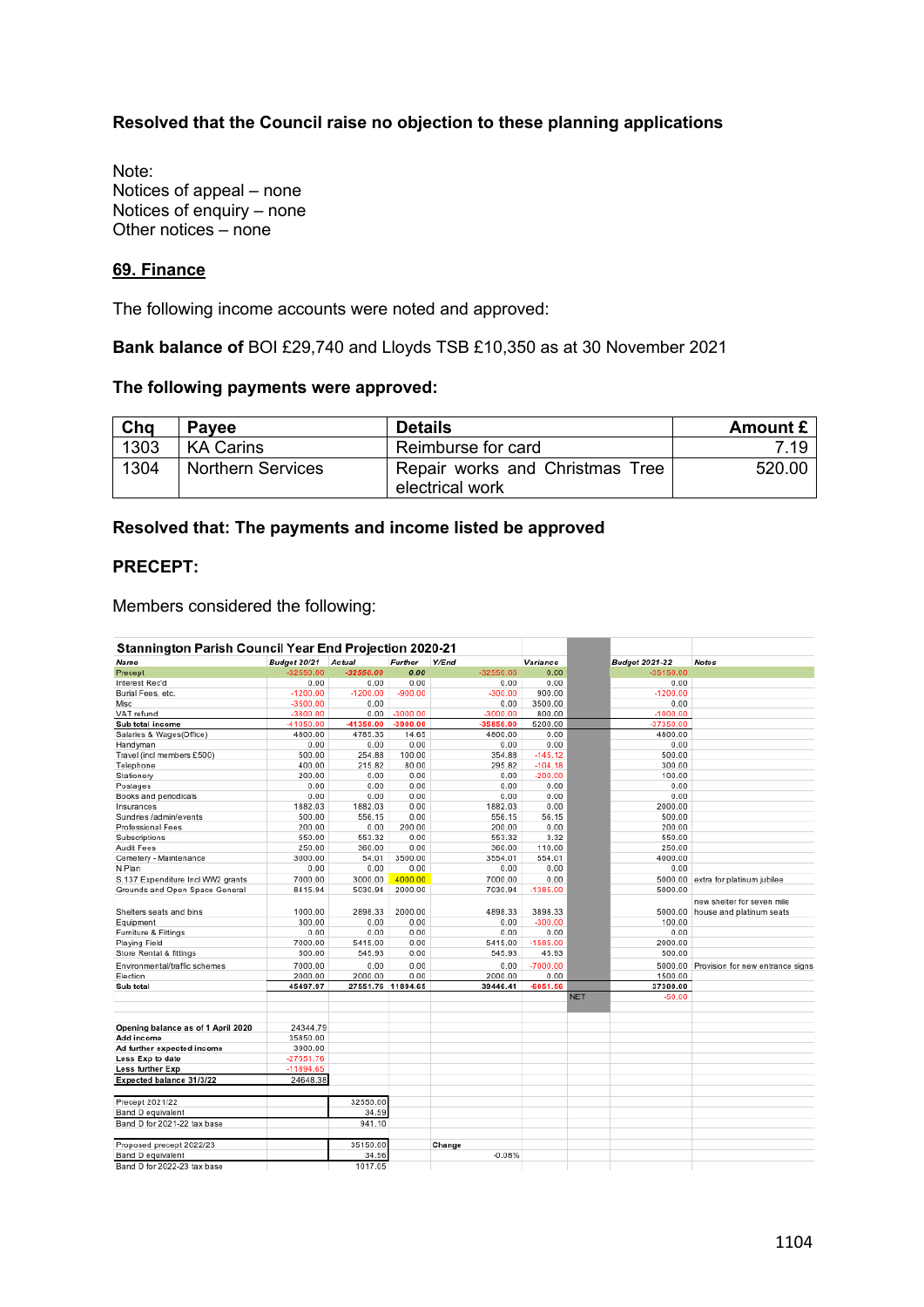**Resolved that the Council raise no objection to these planning applications**

Note:
Notices of appeal – none
Notices of enquiry – none
Other notices – none

## 69. Finance

The following income accounts were noted and approved:

**Bank balance of** BOI £29,740 and Lloyds TSB £10,350 as at 30 November 2021

**The following payments were approved:**

| Chq | Payee | Details | Amount £ |
|---|---|---|---|
| 1303 | KA Carins | Reimburse for card | 7.19 |
| 1304 | Northern Services | Repair works and Christmas Tree electrical work | 520.00 |

**Resolved that: The payments and income listed be approved**

**PRECEPT:**

Members considered the following:

**Stannington Parish Council Year End Projection 2020-21**

| Name | Budget 20/21 | Actual | Further | Y/End | Variance | | Budget 2021-22 | Notes |
|---|---|---|---|---|---|---|---|---|
| Precept | -32550.00 | -32550.00 | 0.00 | -32550.00 | 0.00 | | -35150.00 | |
| Interest Rec'd | 0.00 | 0.00 | 0.00 | 0.00 | 0.00 | | 0.00 | |
| Burial Fees, etc. | -1200.00 | -1200.00 | -900.00 | -300.00 | 900.00 | | -1200.00 | |
| Misc | -3500.00 | 0.00 | | 0.00 | 3500.00 | | 0.00 | |
| VAT refund | -3800.00 | 0.00 | -3000.00 | -3000.00 | 800.00 | | -1000.00 | |
| Sub total income | -41050.00 | -41350.00 | -3900.00 | -35850.00 | 5200.00 | | -37350.00 | |
| Salaries & Wages(Office) | 4800.00 | 4785.35 | 14.65 | 4800.00 | 0.00 | | 4800.00 | |
| Handyman | 0.00 | 0.00 | 0.00 | 0.00 | 0.00 | | 0.00 | |
| Travel (incl members £500) | 500.00 | 254.88 | 100.00 | 354.88 | -145.12 | | 500.00 | |
| Telephone | 400.00 | 215.82 | 80.00 | 295.82 | -104.18 | | 300.00 | |
| Stationery | 200.00 | 0.00 | 0.00 | 0.00 | -200.00 | | 100.00 | |
| Postages | 0.00 | 0.00 | 0.00 | 0.00 | 0.00 | | 0.00 | |
| Books and periodicals | 0.00 | 0.00 | 0.00 | 0.00 | 0.00 | | 0.00 | |
| Insurances | 1882.03 | 1882.03 | 0.00 | 1882.03 | 0.00 | | 2000.00 | |
| Sundries /admin/events | 500.00 | 556.15 | 0.00 | 556.15 | 56.15 | | 500.00 | |
| Professional Fees | 200.00 | 0.00 | 200.00 | 200.00 | 0.00 | | 200.00 | |
| Subscriptions | 550.00 | 553.32 | 0.00 | 553.32 | 3.32 | | 550.00 | |
| Audit Fees | 250.00 | 360.00 | 0.00 | 360.00 | 110.00 | | 250.00 | |
| Cemetery - Maintenance | 3000.00 | 54.01 | 3500.00 | 3554.01 | 554.01 | | 4000.00 | |
| N Plan | 0.00 | 0.00 | 0.00 | 0.00 | 0.00 | | 0.00 | |
| S 137 Expenditure Incl WW2 grants | 7000.00 | 3000.00 | 4000.00 | 7000.00 | 0.00 | | 5000.00 | extra for platinum jubilee |
| Grounds and Open Space General | 8415.94 | 5030.94 | 2000.00 | 7030.94 | -1385.00 | | 5000.00 | |
| Shelters seats and bins | 1000.00 | 2898.33 | 2000.00 | 4898.33 | 3898.33 | | 5000.00 | new shelter for seven mile house and platinum seats |
| Equipment | 300.00 | 0.00 | 0.00 | 0.00 | -300.00 | | 100.00 | |
| Furniture & Fittings | 0.00 | 0.00 | 0.00 | 0.00 | 0.00 | | 0.00 | |
| Playing Field | 7000.00 | 5415.00 | 0.00 | 5415.00 | -1585.00 | | 2000.00 | |
| Store Rental & fittings | 500.00 | 545.93 | 0.00 | 545.93 | 45.93 | | 500.00 | |
| Environmental/traffic schemes | 7000.00 | 0.00 | 0.00 | 0.00 | -7000.00 | | 5000.00 | Provision for new entrance signs |
| Election | 2000.00 | 2000.00 | 0.00 | 2000.00 | 0.00 | | 1500.00 | |
| Sub total | 45497.97 | 27551.76 | 11894.65 | 39446.41 | -6051.56 | | 37300.00 | |
| | | | | | | NET | -50.00 | |

| | | |
|---|---|---|
| Opening balance as of 1 April 2020 | 24344.79 | |
| Add income | 35850.00 | |
| Ad further expected income | 3900.00 | |
| Less Exp to date | -27551.76 | |
| Less further Exp | -11894.65 | |
| Expected balance 31/3/22 | 24648.38 | |
| | | |
| Precept 2021/22 | | 32550.00 |
| Band D equivalent | | 34.59 |
| Band D for 2021-22 tax base | | 941.10 |
| | | |
| Proposed precept 2022/23 | | 35150.00 |
| Band D equivalent | | 34.56 |
| Band D for 2022-23 tax base | | 1017.05 |

Change: -0.08%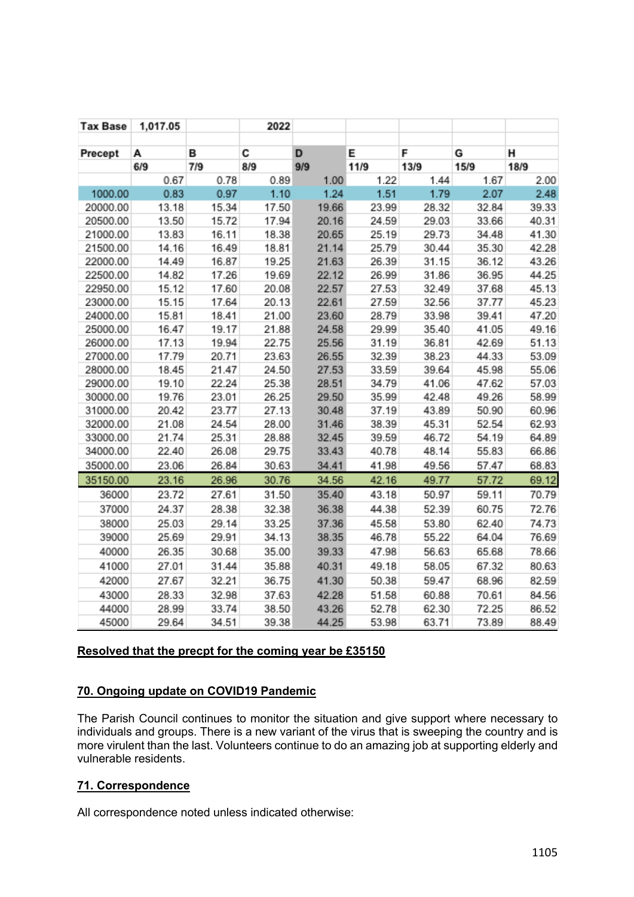| Tax Base | 1,017.05 | | 2022 | | | | | |
|---|---|---|---|---|---|---|---|---|
| | | | | | | | | |
| Precept | A | B | C | D | E | F | G | H |
| | 6/9 | 7/9 | 8/9 | 9/9 | 11/9 | 13/9 | 15/9 | 18/9 |
| | 0.67 | 0.78 | 0.89 | 1.00 | 1.22 | 1.44 | 1.67 | 2.00 |
| 1000.00 | 0.83 | 0.97 | 1.10 | 1.24 | 1.51 | 1.79 | 2.07 | 2.48 |
| 20000.00 | 13.18 | 15.34 | 17.50 | 19.66 | 23.99 | 28.32 | 32.84 | 39.33 |
| 20500.00 | 13.50 | 15.72 | 17.94 | 20.16 | 24.59 | 29.03 | 33.66 | 40.31 |
| 21000.00 | 13.83 | 16.11 | 18.38 | 20.65 | 25.19 | 29.73 | 34.48 | 41.30 |
| 21500.00 | 14.16 | 16.49 | 18.81 | 21.14 | 25.79 | 30.44 | 35.30 | 42.28 |
| 22000.00 | 14.49 | 16.87 | 19.25 | 21.63 | 26.39 | 31.15 | 36.12 | 43.26 |
| 22500.00 | 14.82 | 17.26 | 19.69 | 22.12 | 26.99 | 31.86 | 36.95 | 44.25 |
| 22950.00 | 15.12 | 17.60 | 20.08 | 22.57 | 27.53 | 32.49 | 37.68 | 45.13 |
| 23000.00 | 15.15 | 17.64 | 20.13 | 22.61 | 27.59 | 32.56 | 37.77 | 45.23 |
| 24000.00 | 15.81 | 18.41 | 21.00 | 23.60 | 28.79 | 33.98 | 39.41 | 47.20 |
| 25000.00 | 16.47 | 19.17 | 21.88 | 24.58 | 29.99 | 35.40 | 41.05 | 49.16 |
| 26000.00 | 17.13 | 19.94 | 22.75 | 25.56 | 31.19 | 36.81 | 42.69 | 51.13 |
| 27000.00 | 17.79 | 20.71 | 23.63 | 26.55 | 32.39 | 38.23 | 44.33 | 53.09 |
| 28000.00 | 18.45 | 21.47 | 24.50 | 27.53 | 33.59 | 39.64 | 45.98 | 55.06 |
| 29000.00 | 19.10 | 22.24 | 25.38 | 28.51 | 34.79 | 41.06 | 47.62 | 57.03 |
| 30000.00 | 19.76 | 23.01 | 26.25 | 29.50 | 35.99 | 42.48 | 49.26 | 58.99 |
| 31000.00 | 20.42 | 23.77 | 27.13 | 30.48 | 37.19 | 43.89 | 50.90 | 60.96 |
| 32000.00 | 21.08 | 24.54 | 28.00 | 31.46 | 38.39 | 45.31 | 52.54 | 62.93 |
| 33000.00 | 21.74 | 25.31 | 28.88 | 32.45 | 39.59 | 46.72 | 54.19 | 64.89 |
| 34000.00 | 22.40 | 26.08 | 29.75 | 33.43 | 40.78 | 48.14 | 55.83 | 66.86 |
| 35000.00 | 23.06 | 26.84 | 30.63 | 34.41 | 41.98 | 49.56 | 57.47 | 68.83 |
| 35150.00 | 23.16 | 26.96 | 30.76 | 34.56 | 42.16 | 49.77 | 57.72 | 69.12 |
| 36000 | 23.72 | 27.61 | 31.50 | 35.40 | 43.18 | 50.97 | 59.11 | 70.79 |
| 37000 | 24.37 | 28.38 | 32.38 | 36.38 | 44.38 | 52.39 | 60.75 | 72.76 |
| 38000 | 25.03 | 29.14 | 33.25 | 37.36 | 45.58 | 53.80 | 62.40 | 74.73 |
| 39000 | 25.69 | 29.91 | 34.13 | 38.35 | 46.78 | 55.22 | 64.04 | 76.69 |
| 40000 | 26.35 | 30.68 | 35.00 | 39.33 | 47.98 | 56.63 | 65.68 | 78.66 |
| 41000 | 27.01 | 31.44 | 35.88 | 40.31 | 49.18 | 58.05 | 67.32 | 80.63 |
| 42000 | 27.67 | 32.21 | 36.75 | 41.30 | 50.38 | 59.47 | 68.96 | 82.59 |
| 43000 | 28.33 | 32.98 | 37.63 | 42.28 | 51.58 | 60.88 | 70.61 | 84.56 |
| 44000 | 28.99 | 33.74 | 38.50 | 43.26 | 52.78 | 62.30 | 72.25 | 86.52 |
| 45000 | 29.64 | 34.51 | 39.38 | 44.25 | 53.98 | 63.71 | 73.89 | 88.49 |

**Resolved that the precpt for the coming year be £35150**

## 70. Ongoing update on COVID19 Pandemic

The Parish Council continues to monitor the situation and give support where necessary to individuals and groups. There is a new variant of the virus that is sweeping the country and is more virulent than the last. Volunteers continue to do an amazing job at supporting elderly and vulnerable residents.

## 71. Correspondence

All correspondence noted unless indicated otherwise: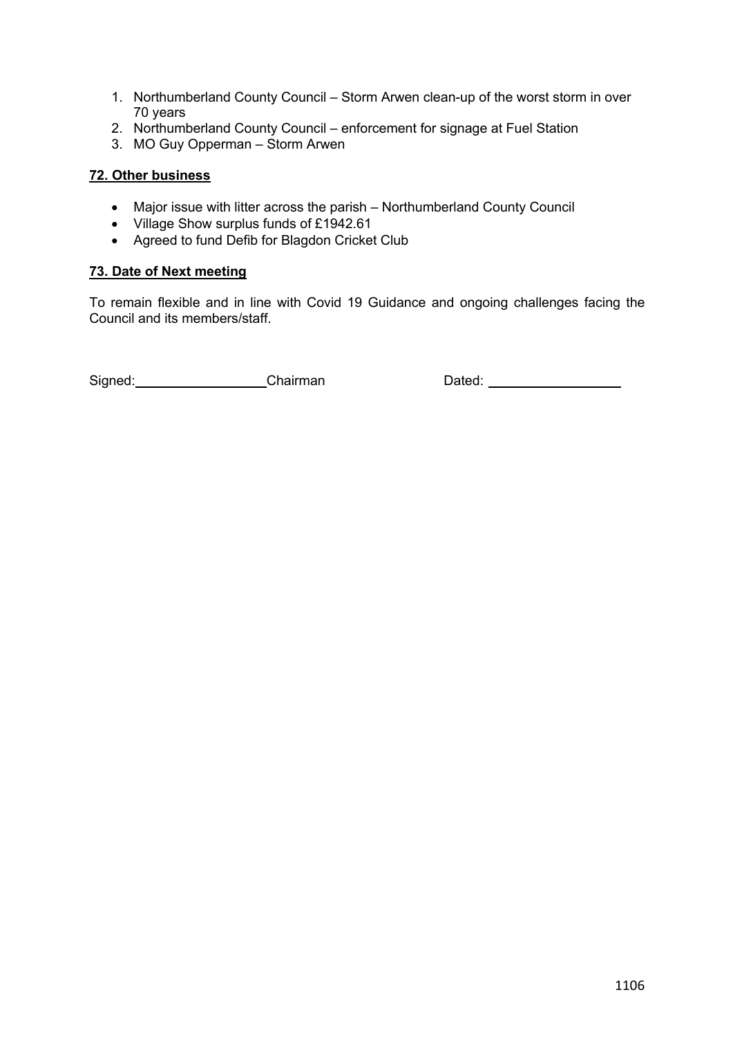1. Northumberland County Council – Storm Arwen clean-up of the worst storm in over 70 years
2. Northumberland County Council – enforcement for signage at Fuel Station
3. MO Guy Opperman – Storm Arwen

**72. Other business**

- Major issue with litter across the parish – Northumberland County Council
- Village Show surplus funds of £1942.61
- Agreed to fund Defib for Blagdon Cricket Club

**73. Date of Next meeting**

To remain flexible and in line with Covid 19 Guidance and ongoing challenges facing the Council and its members/staff.

Signed: \_\_\_\_\_\_\_\_\_\_\_\_\_\_\_\_\_\_ Chairman Dated: \_\_\_\_\_\_\_\_\_\_\_\_\_\_\_\_\_\_